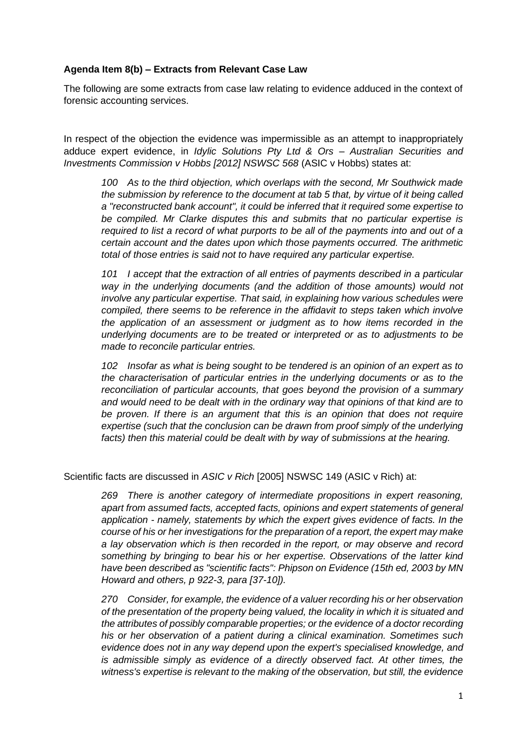**Agenda Item 8(b) – Extracts from Relevant Case Law**

The following are some extracts from case law relating to evidence adduced in the context of forensic accounting services.

In respect of the objection the evidence was impermissible as an attempt to inappropriately adduce expert evidence, in *Idylic Solutions Pty Ltd & Ors – Australian Securities and Investments Commission v Hobbs [2012] NSWSC 568* (ASIC v Hobbs) states at:

> *100 As to the third objection, which overlaps with the second, Mr Southwick made the submission by reference to the document at tab 5 that, by virtue of it being called a "reconstructed bank account", it could be inferred that it required some expertise to be compiled. Mr Clarke disputes this and submits that no particular expertise is required to list a record of what purports to be all of the payments into and out of a certain account and the dates upon which those payments occurred. The arithmetic total of those entries is said not to have required any particular expertise.*
>
> *101 I accept that the extraction of all entries of payments described in a particular way in the underlying documents (and the addition of those amounts) would not involve any particular expertise. That said, in explaining how various schedules were compiled, there seems to be reference in the affidavit to steps taken which involve the application of an assessment or judgment as to how items recorded in the underlying documents are to be treated or interpreted or as to adjustments to be made to reconcile particular entries.*
>
> *102 Insofar as what is being sought to be tendered is an opinion of an expert as to the characterisation of particular entries in the underlying documents or as to the reconciliation of particular accounts, that goes beyond the provision of a summary and would need to be dealt with in the ordinary way that opinions of that kind are to be proven. If there is an argument that this is an opinion that does not require expertise (such that the conclusion can be drawn from proof simply of the underlying facts) then this material could be dealt with by way of submissions at the hearing.*

Scientific facts are discussed in *ASIC v Rich* [2005] NSWSC 149 (ASIC v Rich) at:

> *269 There is another category of intermediate propositions in expert reasoning, apart from assumed facts, accepted facts, opinions and expert statements of general application - namely, statements by which the expert gives evidence of facts. In the course of his or her investigations for the preparation of a report, the expert may make a lay observation which is then recorded in the report, or may observe and record something by bringing to bear his or her expertise. Observations of the latter kind have been described as "scientific facts": Phipson on Evidence (15th ed, 2003 by MN Howard and others, p 922-3, para [37-10]).*
>
> *270 Consider, for example, the evidence of a valuer recording his or her observation of the presentation of the property being valued, the locality in which it is situated and the attributes of possibly comparable properties; or the evidence of a doctor recording his or her observation of a patient during a clinical examination. Sometimes such evidence does not in any way depend upon the expert's specialised knowledge, and is admissible simply as evidence of a directly observed fact. At other times, the witness's expertise is relevant to the making of the observation, but still, the evidence*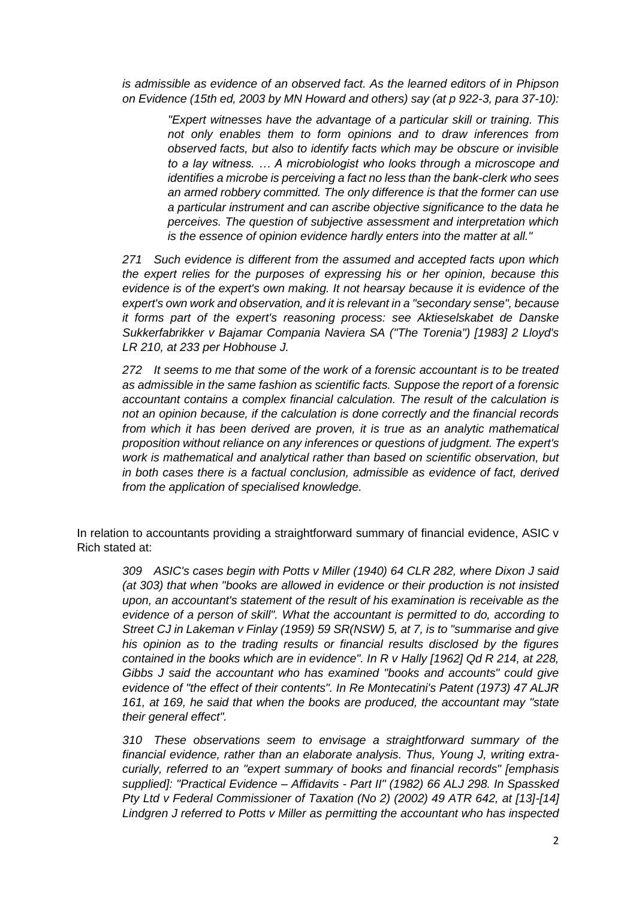*is admissible as evidence of an observed fact. As the learned editors of in Phipson on Evidence (15th ed, 2003 by MN Howard and others) say (at p 922-3, para 37-10):*

> *"Expert witnesses have the advantage of a particular skill or training. This not only enables them to form opinions and to draw inferences from observed facts, but also to identify facts which may be obscure or invisible to a lay witness. … A microbiologist who looks through a microscope and identifies a microbe is perceiving a fact no less than the bank-clerk who sees an armed robbery committed. The only difference is that the former can use a particular instrument and can ascribe objective significance to the data he perceives. The question of subjective assessment and interpretation which is the essence of opinion evidence hardly enters into the matter at all."*

*271 Such evidence is different from the assumed and accepted facts upon which the expert relies for the purposes of expressing his or her opinion, because this evidence is of the expert's own making. It not hearsay because it is evidence of the expert's own work and observation, and it is relevant in a "secondary sense", because it forms part of the expert's reasoning process: see Aktieselskabet de Danske Sukkerfabrikker v Bajamar Compania Naviera SA ("The Torenia") [1983] 2 Lloyd's LR 210, at 233 per Hobhouse J.*

*272 It seems to me that some of the work of a forensic accountant is to be treated as admissible in the same fashion as scientific facts. Suppose the report of a forensic accountant contains a complex financial calculation. The result of the calculation is not an opinion because, if the calculation is done correctly and the financial records from which it has been derived are proven, it is true as an analytic mathematical proposition without reliance on any inferences or questions of judgment. The expert's work is mathematical and analytical rather than based on scientific observation, but in both cases there is a factual conclusion, admissible as evidence of fact, derived from the application of specialised knowledge.*

In relation to accountants providing a straightforward summary of financial evidence, ASIC v Rich stated at:

> *309 ASIC's cases begin with Potts v Miller (1940) 64 CLR 282, where Dixon J said (at 303) that when "books are allowed in evidence or their production is not insisted upon, an accountant's statement of the result of his examination is receivable as the evidence of a person of skill". What the accountant is permitted to do, according to Street CJ in Lakeman v Finlay (1959) 59 SR(NSW) 5, at 7, is to "summarise and give his opinion as to the trading results or financial results disclosed by the figures contained in the books which are in evidence". In R v Hally [1962] Qd R 214, at 228, Gibbs J said the accountant who has examined "books and accounts" could give evidence of "the effect of their contents". In Re Montecatini's Patent (1973) 47 ALJR 161, at 169, he said that when the books are produced, the accountant may "state their general effect".*
>
> *310 These observations seem to envisage a straightforward summary of the financial evidence, rather than an elaborate analysis. Thus, Young J, writing extra-curially, referred to an "expert summary of books and financial records" [emphasis supplied]: "Practical Evidence – Affidavits - Part II" (1982) 66 ALJ 298. In Spassked Pty Ltd v Federal Commissioner of Taxation (No 2) (2002) 49 ATR 642, at [13]-[14] Lindgren J referred to Potts v Miller as permitting the accountant who has inspected*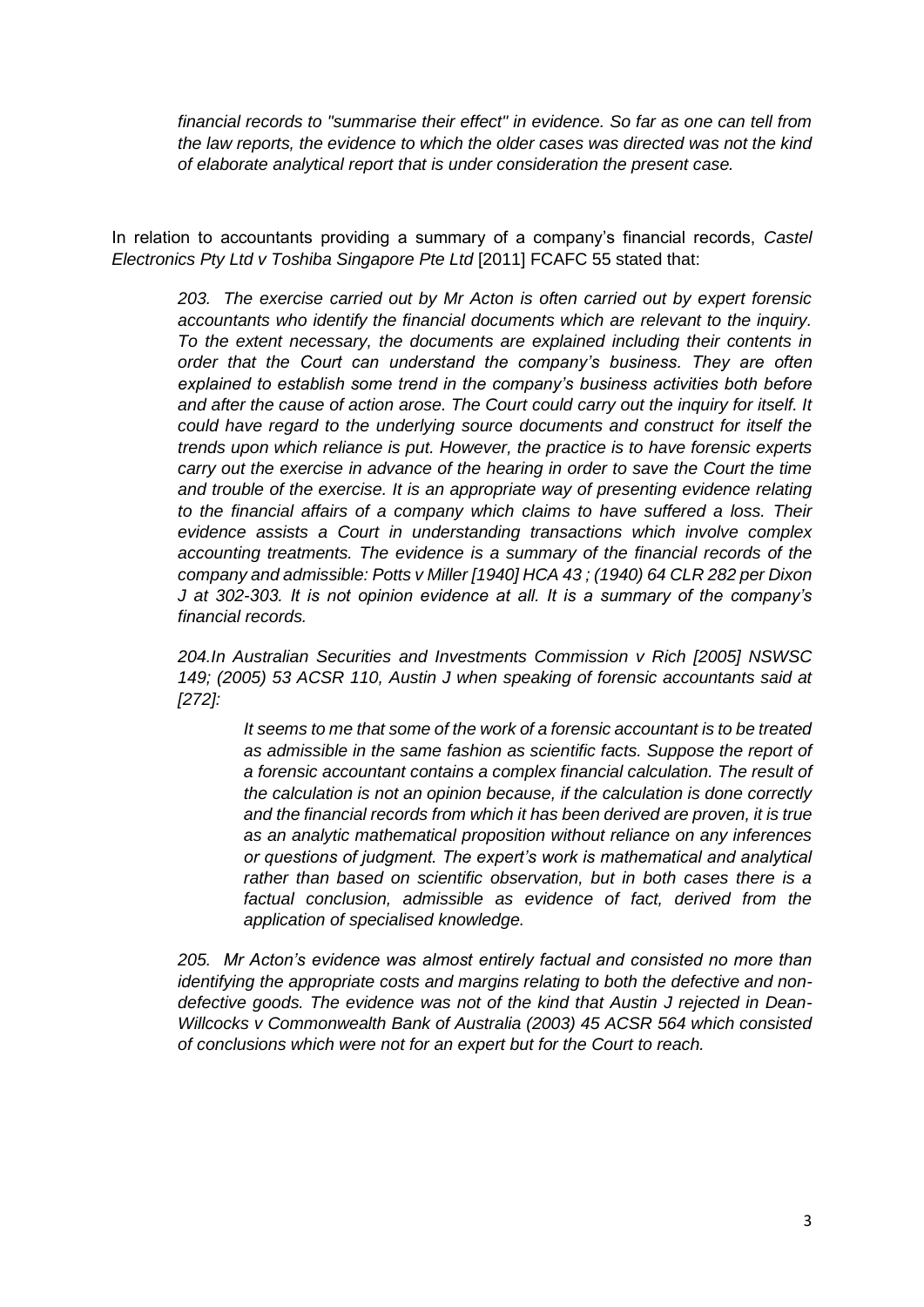*financial records to "summarise their effect" in evidence. So far as one can tell from the law reports, the evidence to which the older cases was directed was not the kind of elaborate analytical report that is under consideration the present case.*

In relation to accountants providing a summary of a company's financial records, *Castel Electronics Pty Ltd v Toshiba Singapore Pte Ltd* [2011] FCAFC 55 stated that:

> *203. The exercise carried out by Mr Acton is often carried out by expert forensic accountants who identify the financial documents which are relevant to the inquiry. To the extent necessary, the documents are explained including their contents in order that the Court can understand the company's business. They are often explained to establish some trend in the company's business activities both before and after the cause of action arose. The Court could carry out the inquiry for itself. It could have regard to the underlying source documents and construct for itself the trends upon which reliance is put. However, the practice is to have forensic experts carry out the exercise in advance of the hearing in order to save the Court the time and trouble of the exercise. It is an appropriate way of presenting evidence relating to the financial affairs of a company which claims to have suffered a loss. Their evidence assists a Court in understanding transactions which involve complex accounting treatments. The evidence is a summary of the financial records of the company and admissible: Potts v Miller [1940] HCA 43 ; (1940) 64 CLR 282 per Dixon J at 302-303. It is not opinion evidence at all. It is a summary of the company's financial records.*
>
> *204.In Australian Securities and Investments Commission v Rich [2005] NSWSC 149; (2005) 53 ACSR 110, Austin J when speaking of forensic accountants said at [272]:*
>
> > *It seems to me that some of the work of a forensic accountant is to be treated as admissible in the same fashion as scientific facts. Suppose the report of a forensic accountant contains a complex financial calculation. The result of the calculation is not an opinion because, if the calculation is done correctly and the financial records from which it has been derived are proven, it is true as an analytic mathematical proposition without reliance on any inferences or questions of judgment. The expert's work is mathematical and analytical rather than based on scientific observation, but in both cases there is a factual conclusion, admissible as evidence of fact, derived from the application of specialised knowledge.*
>
> *205. Mr Acton's evidence was almost entirely factual and consisted no more than identifying the appropriate costs and margins relating to both the defective and non-defective goods. The evidence was not of the kind that Austin J rejected in Dean-Willcocks v Commonwealth Bank of Australia (2003) 45 ACSR 564 which consisted of conclusions which were not for an expert but for the Court to reach.*